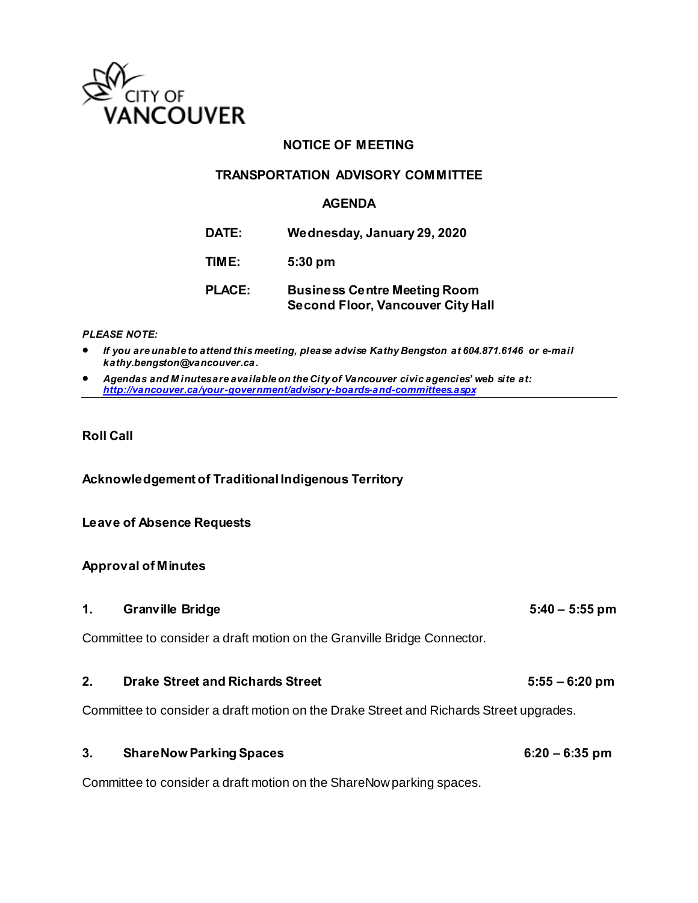CITY OF VANCOUVER

# NOTICE OF MEETING

## TRANSPORTATION ADVISORY COMMITTEE

## AGENDA

**DATE:** Wednesday, January 29, 2020

**TIME:** 5:30 pm

**PLACE:** Business Centre Meeting Room
Second Floor, Vancouver City Hall

***PLEASE NOTE:***

- ***If you are unable to attend this meeting, please advise Kathy Bengston at 604.871.6146 or e-mail kathy.bengston@vancouver.ca.***
- ***Agendas and Minutes are available on the City of Vancouver civic agencies' web site at: http://vancouver.ca/your-government/advisory-boards-and-committees.aspx***

---

**Roll Call**

**Acknowledgement of Traditional Indigenous Territory**

**Leave of Absence Requests**

**Approval of Minutes**

**1. Granville Bridge** **5:40 – 5:55 pm**

Committee to consider a draft motion on the Granville Bridge Connector.

**2. Drake Street and Richards Street** **5:55 – 6:20 pm**

Committee to consider a draft motion on the Drake Street and Richards Street upgrades.

**3. ShareNow Parking Spaces** **6:20 – 6:35 pm**

Committee to consider a draft motion on the ShareNow parking spaces.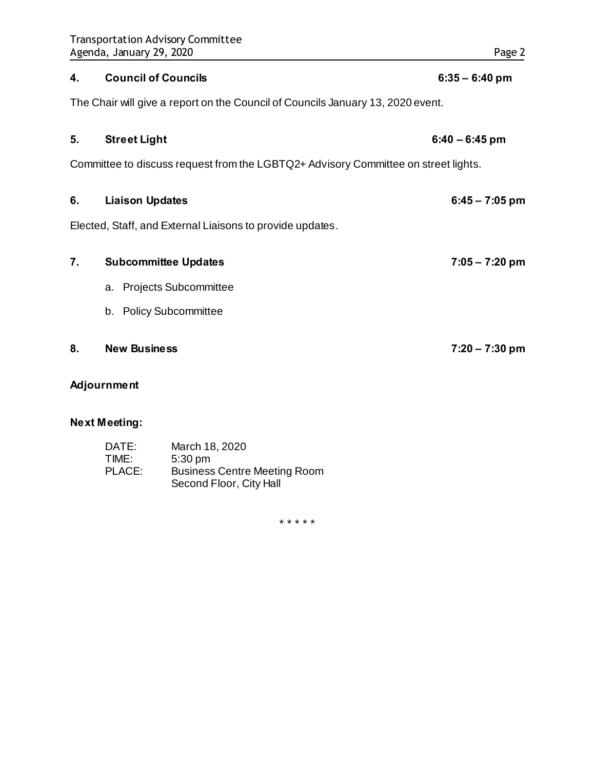**4. Council of Councils** **6:35 – 6:40 pm**

The Chair will give a report on the Council of Councils January 13, 2020 event.

**5. Street Light** **6:40 – 6:45 pm**

Committee to discuss request from the LGBTQ2+ Advisory Committee on street lights.

**6. Liaison Updates** **6:45 – 7:05 pm**

Elected, Staff, and External Liaisons to provide updates.

**7. Subcommittee Updates** **7:05 – 7:20 pm**

a. Projects Subcommittee

b. Policy Subcommittee

**8. New Business** **7:20 – 7:30 pm**

**Adjournment**

**Next Meeting:**

DATE: March 18, 2020
TIME: 5:30 pm
PLACE: Business Centre Meeting Room
Second Floor, City Hall

* * * * *